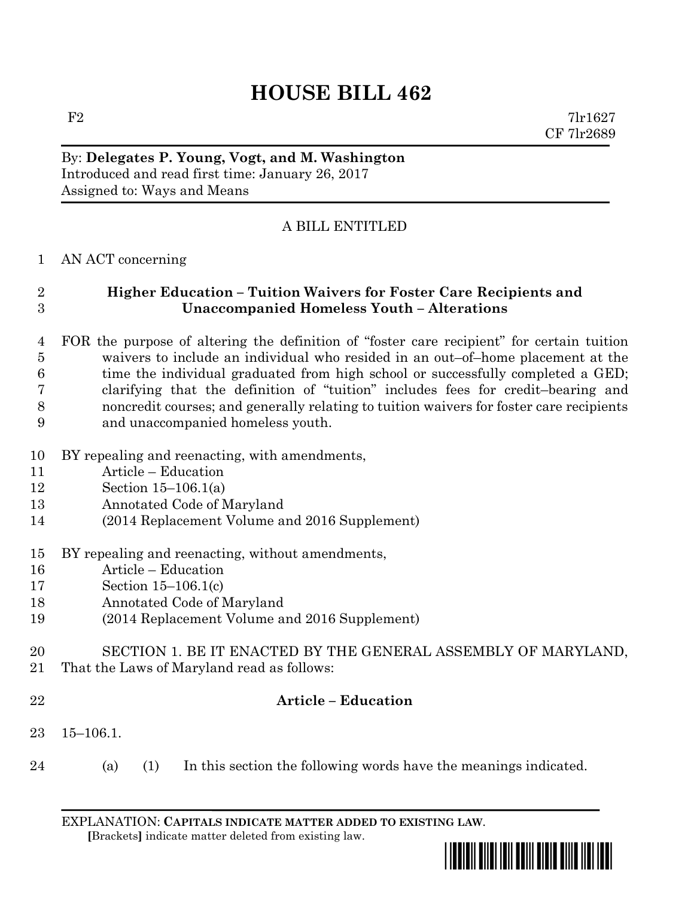# HOUSE BILL 462

F2 7lr1627
CF 7lr2689

By: **Delegates P. Young, Vogt, and M. Washington**
Introduced and read first time: January 26, 2017
Assigned to: Ways and Means

A BILL ENTITLED

1 AN ACT concerning

2 **Higher Education – Tuition Waivers for Foster Care Recipients and**
3 **Unaccompanied Homeless Youth – Alterations**

4 FOR the purpose of altering the definition of "foster care recipient" for certain tuition
5 waivers to include an individual who resided in an out–of–home placement at the
6 time the individual graduated from high school or successfully completed a GED;
7 clarifying that the definition of "tuition" includes fees for credit–bearing and
8 noncredit courses; and generally relating to tuition waivers for foster care recipients
9 and unaccompanied homeless youth.

10 BY repealing and reenacting, with amendments,
11 Article – Education
12 Section 15–106.1(a)
13 Annotated Code of Maryland
14 (2014 Replacement Volume and 2016 Supplement)

15 BY repealing and reenacting, without amendments,
16 Article – Education
17 Section 15–106.1(c)
18 Annotated Code of Maryland
19 (2014 Replacement Volume and 2016 Supplement)

20 SECTION 1. BE IT ENACTED BY THE GENERAL ASSEMBLY OF MARYLAND,
21 That the Laws of Maryland read as follows:

22 **Article – Education**

23 15–106.1.

24 (a) (1) In this section the following words have the meanings indicated.

EXPLANATION: **CAPITALS INDICATE MATTER ADDED TO EXISTING LAW.**
**[**Brackets**]** indicate matter deleted from existing law.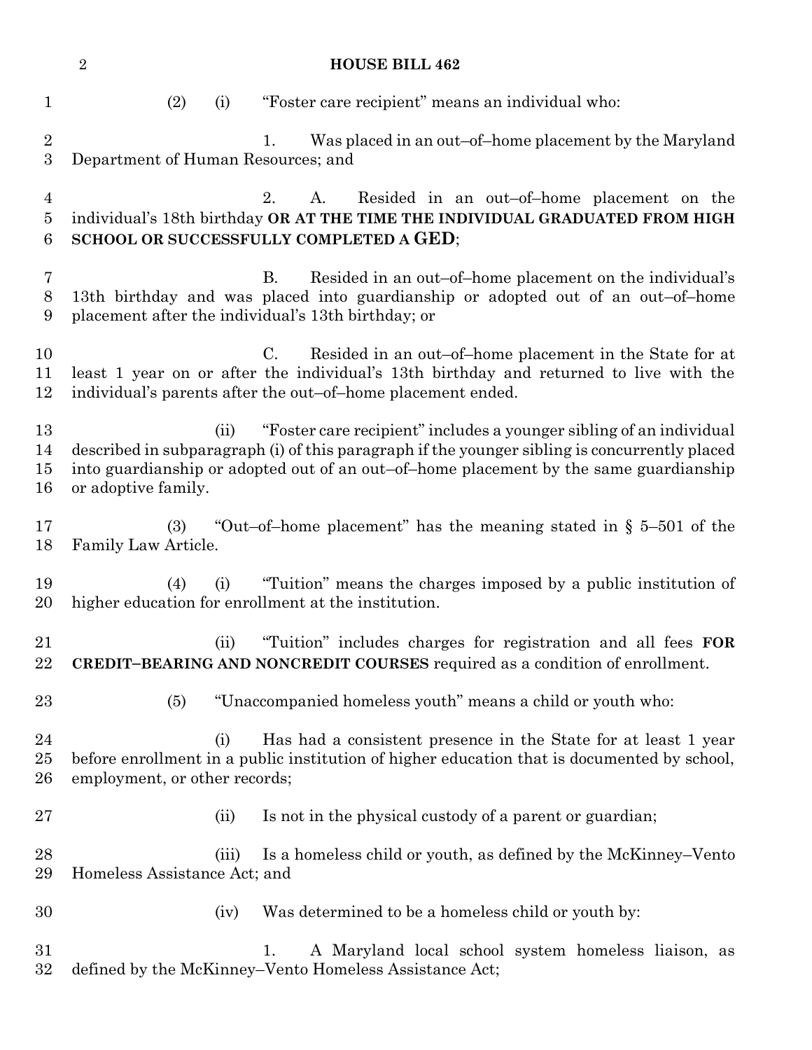(2) (i) "Foster care recipient" means an individual who:

1. Was placed in an out–of–home placement by the Maryland Department of Human Resources; and

2. A. Resided in an out–of–home placement on the individual's 18th birthday **OR AT THE TIME THE INDIVIDUAL GRADUATED FROM HIGH SCHOOL OR SUCCESSFULLY COMPLETED A GED**;

B. Resided in an out–of–home placement on the individual's 13th birthday and was placed into guardianship or adopted out of an out–of–home placement after the individual's 13th birthday; or

C. Resided in an out–of–home placement in the State for at least 1 year on or after the individual's 13th birthday and returned to live with the individual's parents after the out–of–home placement ended.

(ii) "Foster care recipient" includes a younger sibling of an individual described in subparagraph (i) of this paragraph if the younger sibling is concurrently placed into guardianship or adopted out of an out–of–home placement by the same guardianship or adoptive family.

(3) "Out–of–home placement" has the meaning stated in § 5–501 of the Family Law Article.

(4) (i) "Tuition" means the charges imposed by a public institution of higher education for enrollment at the institution.

(ii) "Tuition" includes charges for registration and all fees **FOR CREDIT–BEARING AND NONCREDIT COURSES** required as a condition of enrollment.

(5) "Unaccompanied homeless youth" means a child or youth who:

(i) Has had a consistent presence in the State for at least 1 year before enrollment in a public institution of higher education that is documented by school, employment, or other records;

(ii) Is not in the physical custody of a parent or guardian;

(iii) Is a homeless child or youth, as defined by the McKinney–Vento Homeless Assistance Act; and

(iv) Was determined to be a homeless child or youth by:

1. A Maryland local school system homeless liaison, as defined by the McKinney–Vento Homeless Assistance Act;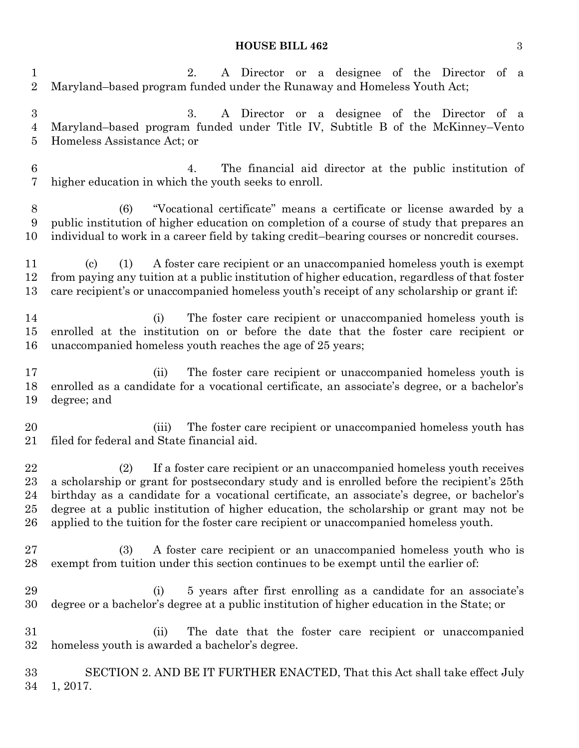2. A Director or a designee of the Director of a Maryland–based program funded under the Runaway and Homeless Youth Act;

3. A Director or a designee of the Director of a Maryland–based program funded under Title IV, Subtitle B of the McKinney–Vento Homeless Assistance Act; or

4. The financial aid director at the public institution of higher education in which the youth seeks to enroll.

(6) "Vocational certificate" means a certificate or license awarded by a public institution of higher education on completion of a course of study that prepares an individual to work in a career field by taking credit–bearing courses or noncredit courses.

(c) (1) A foster care recipient or an unaccompanied homeless youth is exempt from paying any tuition at a public institution of higher education, regardless of that foster care recipient's or unaccompanied homeless youth's receipt of any scholarship or grant if:

(i) The foster care recipient or unaccompanied homeless youth is enrolled at the institution on or before the date that the foster care recipient or unaccompanied homeless youth reaches the age of 25 years;

(ii) The foster care recipient or unaccompanied homeless youth is enrolled as a candidate for a vocational certificate, an associate's degree, or a bachelor's degree; and

(iii) The foster care recipient or unaccompanied homeless youth has filed for federal and State financial aid.

(2) If a foster care recipient or an unaccompanied homeless youth receives a scholarship or grant for postsecondary study and is enrolled before the recipient's 25th birthday as a candidate for a vocational certificate, an associate's degree, or bachelor's degree at a public institution of higher education, the scholarship or grant may not be applied to the tuition for the foster care recipient or unaccompanied homeless youth.

(3) A foster care recipient or an unaccompanied homeless youth who is exempt from tuition under this section continues to be exempt until the earlier of:

(i) 5 years after first enrolling as a candidate for an associate's degree or a bachelor's degree at a public institution of higher education in the State; or

(ii) The date that the foster care recipient or unaccompanied homeless youth is awarded a bachelor's degree.

SECTION 2. AND BE IT FURTHER ENACTED, That this Act shall take effect July 1, 2017.